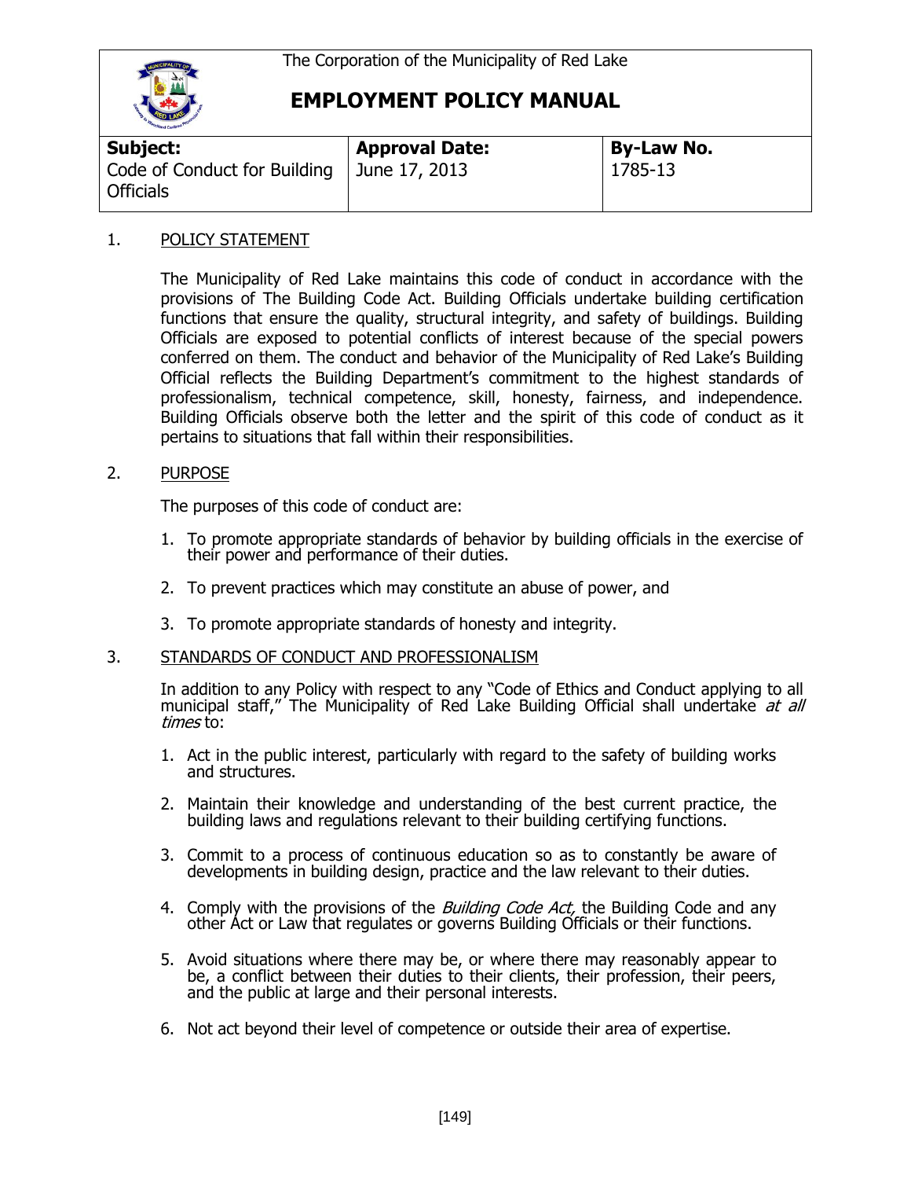The Corporation of the Municipality of Red Lake

# EMPLOYMENT POLICY MANUAL

| **Subject:** | **Approval Date:** | **By-Law No.** |
| --- | --- | --- |
| Code of Conduct for Building Officials | June 17, 2013 | 1785-13 |

## 1. POLICY STATEMENT

The Municipality of Red Lake maintains this code of conduct in accordance with the provisions of The Building Code Act. Building Officials undertake building certification functions that ensure the quality, structural integrity, and safety of buildings. Building Officials are exposed to potential conflicts of interest because of the special powers conferred on them. The conduct and behavior of the Municipality of Red Lake's Building Official reflects the Building Department's commitment to the highest standards of professionalism, technical competence, skill, honesty, fairness, and independence. Building Officials observe both the letter and the spirit of this code of conduct as it pertains to situations that fall within their responsibilities.

## 2. PURPOSE

The purposes of this code of conduct are:

1. To promote appropriate standards of behavior by building officials in the exercise of their power and performance of their duties.
2. To prevent practices which may constitute an abuse of power, and
3. To promote appropriate standards of honesty and integrity.

## 3. STANDARDS OF CONDUCT AND PROFESSIONALISM

In addition to any Policy with respect to any "Code of Ethics and Conduct applying to all municipal staff," The Municipality of Red Lake Building Official shall undertake *at all times* to:

1. Act in the public interest, particularly with regard to the safety of building works and structures.
2. Maintain their knowledge and understanding of the best current practice, the building laws and regulations relevant to their building certifying functions.
3. Commit to a process of continuous education so as to constantly be aware of developments in building design, practice and the law relevant to their duties.
4. Comply with the provisions of the *Building Code Act,* the Building Code and any other Act or Law that regulates or governs Building Officials or their functions.
5. Avoid situations where there may be, or where there may reasonably appear to be, a conflict between their duties to their clients, their profession, their peers, and the public at large and their personal interests.
6. Not act beyond their level of competence or outside their area of expertise.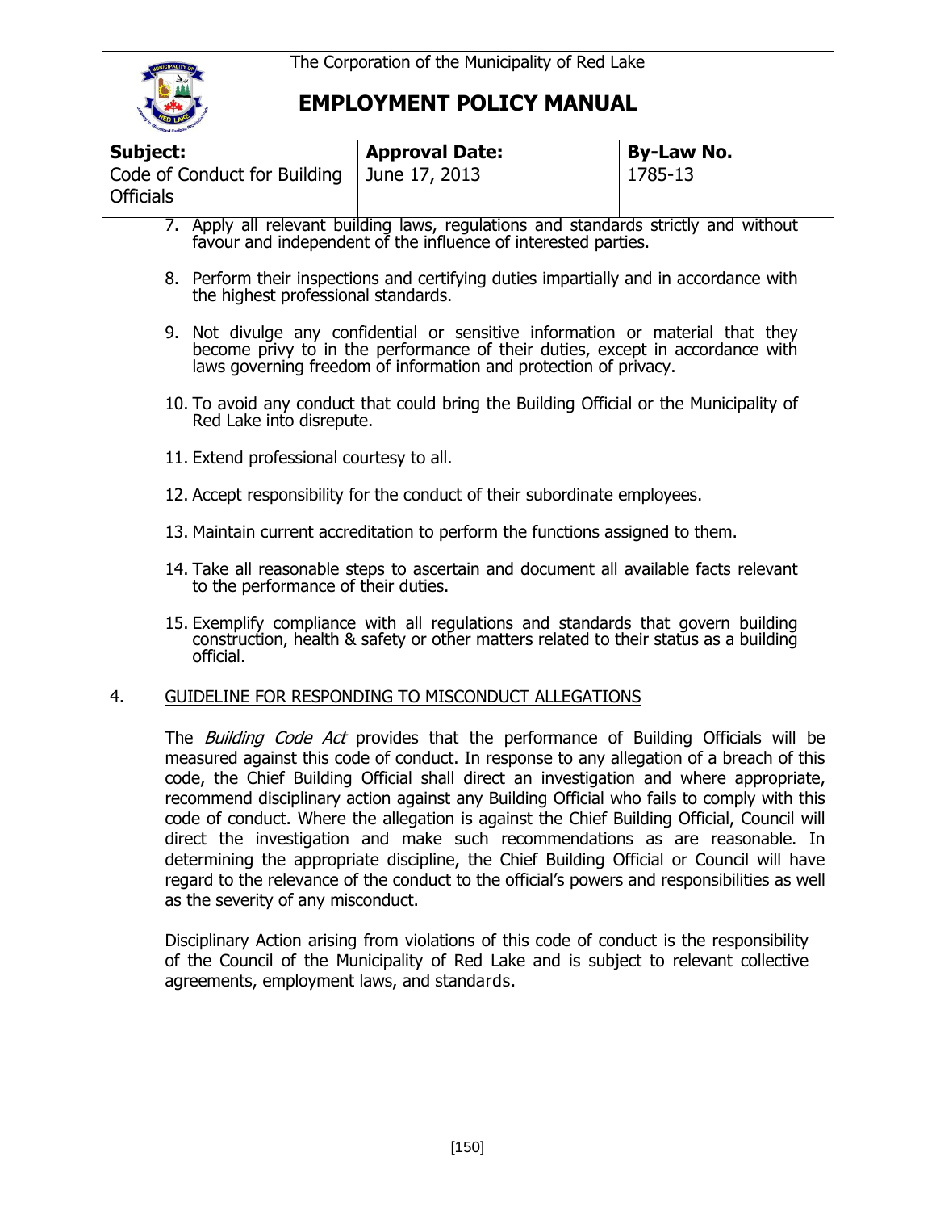7. Apply all relevant building laws, regulations and standards strictly and without favour and independent of the influence of interested parties.

8. Perform their inspections and certifying duties impartially and in accordance with the highest professional standards.

9. Not divulge any confidential or sensitive information or material that they become privy to in the performance of their duties, except in accordance with laws governing freedom of information and protection of privacy.

10. To avoid any conduct that could bring the Building Official or the Municipality of Red Lake into disrepute.

11. Extend professional courtesy to all.

12. Accept responsibility for the conduct of their subordinate employees.

13. Maintain current accreditation to perform the functions assigned to them.

14. Take all reasonable steps to ascertain and document all available facts relevant to the performance of their duties.

15. Exemplify compliance with all regulations and standards that govern building construction, health & safety or other matters related to their status as a building official.

## 4. GUIDELINE FOR RESPONDING TO MISCONDUCT ALLEGATIONS

The *Building Code Act* provides that the performance of Building Officials will be measured against this code of conduct. In response to any allegation of a breach of this code, the Chief Building Official shall direct an investigation and where appropriate, recommend disciplinary action against any Building Official who fails to comply with this code of conduct. Where the allegation is against the Chief Building Official, Council will direct the investigation and make such recommendations as are reasonable. In determining the appropriate discipline, the Chief Building Official or Council will have regard to the relevance of the conduct to the official's powers and responsibilities as well as the severity of any misconduct.

Disciplinary Action arising from violations of this code of conduct is the responsibility of the Council of the Municipality of Red Lake and is subject to relevant collective agreements, employment laws, and standards.